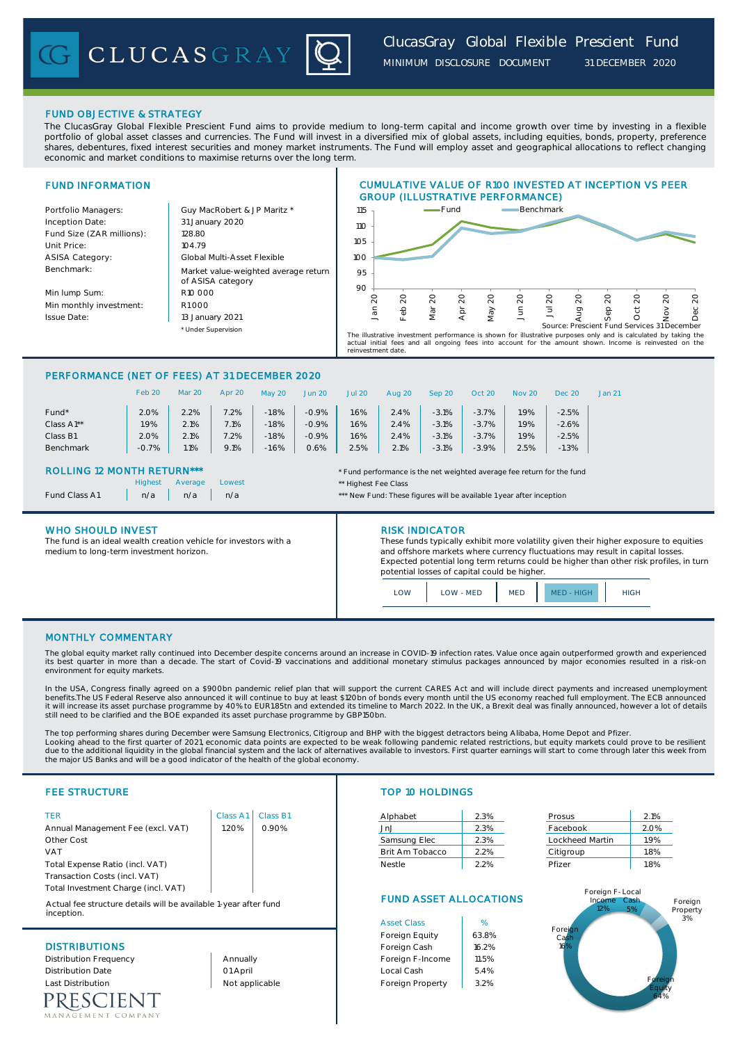# CLUCASGRAY

## ClucasGray Global Flexible Prescient Fund

MINIMUM DISCLOSURE DOCUMENT 31 DECEMBER 2020

## FUND OBJECTIVE & STRATEGY

The ClucasGray Global Flexible Prescient Fund aims to provide medium to long-term capital and income growth over time by investing in a flexible portfolio of global asset classes and currencies. The Fund will invest in a diversified mix of global assets, including equities, bonds, property, preference shares, debentures, fixed interest securities and money market instruments. The Fund will employ asset and geographical allocations to reflect changing economic and market conditions to maximise returns over the long term.

## FUND INFORMATION

| | |
|---|---|
| Portfolio Managers: | Guy MacRobert & J P Maritz * |
| Inception Date: | 31 January 2020 |
| Fund Size (ZAR millions): | 128.80 |
| Unit Price: | 104.79 |
| ASISA Category: | Global Multi-Asset Flexible |
| Benchmark: | Market value-weighted average return of ASISA category |
| Min lump Sum: | R10 000 |
| Min monthly investment: | R1 000 |
| Issue Date: | 13 January 2021 |

\* Under Supervision

## CUMULATIVE VALUE OF R100 INVESTED AT INCEPTION VS PEER GROUP (ILLUSTRATIVE PERFORMANCE)

Source: Prescient Fund Services 31 December

The illustrative investment performance is shown for illustrative purposes only and is calculated by taking the actual initial fees and all ongoing fees into account for the amount shown. Income is reinvested on the reinvestment date.

## PERFORMANCE (NET OF FEES) AT 31 DECEMBER 2020

| | Feb 20 | Mar 20 | Apr 20 | May 20 | Jun 20 | Jul 20 | Aug 20 | Sep 20 | Oct 20 | Nov 20 | Dec 20 | Jan 21 |
|---|---|---|---|---|---|---|---|---|---|---|---|---|
| Fund* | 2.0% | 2.2% | 7.2% | -1.8% | -0.9% | 1.6% | 2.4% | -3.1% | -3.7% | 1.9% | -2.5% | |
| Class A1** | 1.9% | 2.1% | 7.1% | -1.8% | -0.9% | 1.6% | 2.4% | -3.1% | -3.7% | 1.9% | -2.6% | |
| Class B1 | 2.0% | 2.1% | 7.2% | -1.8% | -0.9% | 1.6% | 2.4% | -3.1% | -3.7% | 1.9% | -2.5% | |
| Benchmark | -0.7% | 1.1% | 9.1% | -1.6% | 0.6% | 2.5% | 2.1% | -3.1% | -3.9% | 2.5% | -1.3% | |

## ROLLING 12 MONTH RETURN***

| | Highest | Average | Lowest |
|---|---|---|---|
| Fund Class A1 | n/a | n/a | n/a |

\* Fund performance is the net weighted average fee return for the fund

\*\* Highest Fee Class

\*\*\* New Fund: These figures will be available 1 year after inception

## WHO SHOULD INVEST

The fund is an ideal wealth creation vehicle for investors with a medium to long-term investment horizon.

## RISK INDICATOR

These funds typically exhibit more volatility given their higher exposure to equities and offshore markets where currency fluctuations may result in capital losses. Expected potential long term returns could be higher than other risk profiles, in turn potential losses of capital could be higher.

| LOW | LOW - MED | MED | MED - HIGH | HIGH |
|---|---|---|---|---|

## MONTHLY COMMENTARY

The global equity market rally continued into December despite concerns around an increase in COVID-19 infection rates. Value once again outperformed growth and experienced its best quarter in more than a decade. The start of Covid-19 vaccinations and additional monetary stimulus packages announced by major economies resulted in a risk-on environment for equity markets.

In the USA, Congress finally agreed on a $900bn pandemic relief plan that will support the current CARES Act and will include direct payments and increased unemployment benefits.The US Federal Reserve also announced it will continue to buy at least $120bn of bonds every month until the US economy reached full employment. The ECB announced it will increase its asset purchase programme by 40% to EUR1.85tn and extended its timeline to March 2022. In the UK, a Brexit deal was finally announced, however a lot of details still need to be clarified and the BOE expanded its asset purchase programme by GBP150bn.

The top performing shares during December were Samsung Electronics, Citigroup and BHP with the biggest detractors being Alibaba, Home Depot and Pfizer.
Looking ahead to the first quarter of 2021, economic data points are expected to be weak following pandemic related restrictions, but equity markets could prove to be resilient due to the additional liquidity in the global financial system and the lack of alternatives available to investors. First quarter earnings will start to come through later this week from the major US Banks and will be a good indicator of the health of the global economy.

## FEE STRUCTURE

| TER | Class A1 | Class B1 |
|---|---|---|
| Annual Management Fee (excl. VAT) | 1.20% | 0.90% |
| Other Cost | | |
| VAT | | |
| Total Expense Ratio (incl. VAT) | | |
| Transaction Costs (incl. VAT) | | |
| Total Investment Charge (incl. VAT) | | |

Actual fee structure details will be available 1-year after fund inception.

## TOP 10 HOLDINGS

| | | | |
|---|---|---|---|
| Alphabet | 2.3% | Prosus | 2.1% |
| JnJ | 2.3% | Facebook | 2.0% |
| Samsung Elec | 2.3% | Lockheed Martin | 1.9% |
| Brit Am Tobacco | 2.2% | Citigroup | 1.8% |
| Nestle | 2.2% | Pfizer | 1.8% |

## DISTRIBUTIONS

| | |
|---|---|
| Distribution Frequency | Annually |
| Distribution Date | 01 April |
| Last Distribution | Not applicable |

## FUND ASSET ALLOCATIONS

| Asset Class | % |
|---|---|
| Foreign Equity | 63.8% |
| Foreign Cash | 16.2% |
| Foreign F-Income | 11.5% |
| Local Cash | 5.4% |
| Foreign Property | 3.2% |

PRESCIENT MANAGEMENT COMPANY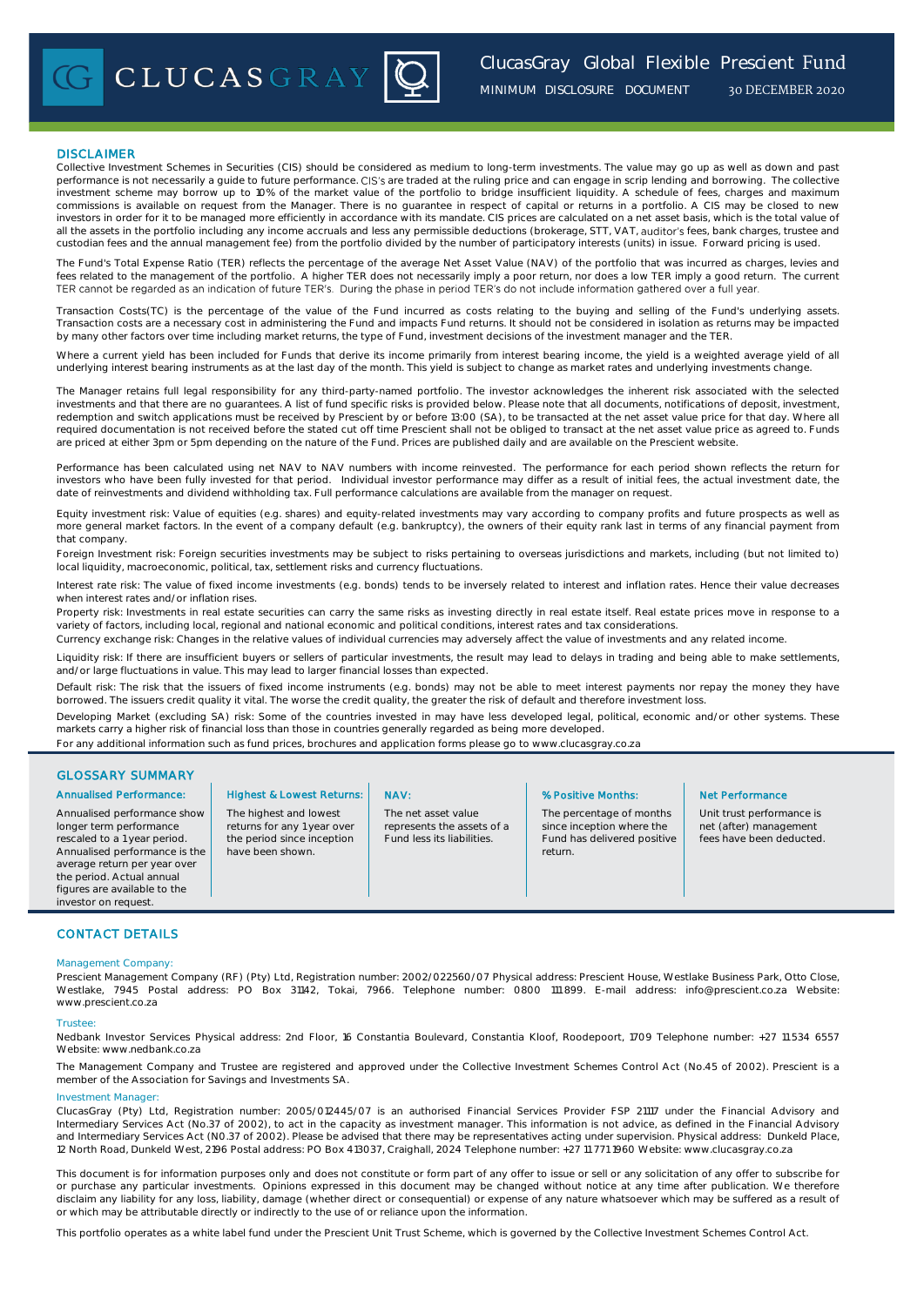# ClucasGray Global Flexible Prescient Fund

MINIMUM DISCLOSURE DOCUMENT 30 DECEMBER 2020

## DISCLAIMER

Collective Investment Schemes in Securities (CIS) should be considered as medium to long-term investments. The value may go up as well as down and past performance is not necessarily a guide to future performance. CIS's are traded at the ruling price and can engage in scrip lending and borrowing. The collective investment scheme may borrow up to 10% of the market value of the portfolio to bridge insufficient liquidity. A schedule of fees, charges and maximum commissions is available on request from the Manager. There is no guarantee in respect of capital or returns in a portfolio. A CIS may be closed to new investors in order for it to be managed more efficiently in accordance with its mandate. CIS prices are calculated on a net asset basis, which is the total value of all the assets in the portfolio including any income accruals and less any permissible deductions (brokerage, STT, VAT, auditor's fees, bank charges, trustee and custodian fees and the annual management fee) from the portfolio divided by the number of participatory interests (units) in issue. Forward pricing is used.

The Fund's Total Expense Ratio (TER) reflects the percentage of the average Net Asset Value (NAV) of the portfolio that was incurred as charges, levies and fees related to the management of the portfolio. A higher TER does not necessarily imply a poor return, nor does a low TER imply a good return. The current TER cannot be regarded as an indication of future TER's. During the phase in period TER's do not include information gathered over a full year.

Transaction Costs(TC) is the percentage of the value of the Fund incurred as costs relating to the buying and selling of the Fund's underlying assets. Transaction costs are a necessary cost in administering the Fund and impacts Fund returns. It should not be considered in isolation as returns may be impacted by many other factors over time including market returns, the type of Fund, investment decisions of the investment manager and the TER.

Where a current yield has been included for Funds that derive its income primarily from interest bearing income, the yield is a weighted average yield of all underlying interest bearing instruments as at the last day of the month. This yield is subject to change as market rates and underlying investments change.

The Manager retains full legal responsibility for any third-party-named portfolio. The investor acknowledges the inherent risk associated with the selected investments and that there are no guarantees. A list of fund specific risks is provided below. Please note that all documents, notifications of deposit, investment, redemption and switch applications must be received by Prescient by or before 13:00 (SA), to be transacted at the net asset value price for that day. Where all required documentation is not received before the stated cut off time Prescient shall not be obliged to transact at the net asset value price as agreed to. Funds are priced at either 3pm or 5pm depending on the nature of the Fund. Prices are published daily and are available on the Prescient website.

Performance has been calculated using net NAV to NAV numbers with income reinvested. The performance for each period shown reflects the return for investors who have been fully invested for that period. Individual investor performance may differ as a result of initial fees, the actual investment date, the date of reinvestments and dividend withholding tax. Full performance calculations are available from the manager on request.

Equity investment risk: Value of equities (e.g. shares) and equity-related investments may vary according to company profits and future prospects as well as more general market factors. In the event of a company default (e.g. bankruptcy), the owners of their equity rank last in terms of any financial payment from that company.

Foreign Investment risk: Foreign securities investments may be subject to risks pertaining to overseas jurisdictions and markets, including (but not limited to) local liquidity, macroeconomic, political, tax, settlement risks and currency fluctuations.

Interest rate risk: The value of fixed income investments (e.g. bonds) tends to be inversely related to interest and inflation rates. Hence their value decreases when interest rates and/or inflation rises.

Property risk: Investments in real estate securities can carry the same risks as investing directly in real estate itself. Real estate prices move in response to a variety of factors, including local, regional and national economic and political conditions, interest rates and tax considerations.

Currency exchange risk: Changes in the relative values of individual currencies may adversely affect the value of investments and any related income.

Liquidity risk: If there are insufficient buyers or sellers of particular investments, the result may lead to delays in trading and being able to make settlements, and/or large fluctuations in value. This may lead to larger financial losses than expected.

Default risk: The risk that the issuers of fixed income instruments (e.g. bonds) may not be able to meet interest payments nor repay the money they have borrowed. The issuers credit quality it vital. The worse the credit quality, the greater the risk of default and therefore investment loss.

Developing Market (excluding SA) risk: Some of the countries invested in may have less developed legal, political, economic and/or other systems. These markets carry a higher risk of financial loss than those in countries generally regarded as being more developed.

For any additional information such as fund prices, brochures and application forms please go to www.clucasgray.co.za

## GLOSSARY SUMMARY

**Annualised Performance:** Annualised performance show longer term performance rescaled to a 1 year period. Annualised performance is the average return per year over the period. Actual annual figures are available to the investor on request.

**Highest & Lowest Returns:** The highest and lowest returns for any 1 year over the period since inception have been shown.

**NAV:** The net asset value represents the assets of a Fund less its liabilities.

**% Positive Months:** The percentage of months since inception where the Fund has delivered positive return.

**Net Performance:** Unit trust performance is net (after) management fees have been deducted.

## CONTACT DETAILS

### Management Company:

Prescient Management Company (RF) (Pty) Ltd, Registration number: 2002/022560/07 Physical address: Prescient House, Westlake Business Park, Otto Close, Westlake, 7945 Postal address: PO Box 31142, Tokai, 7966. Telephone number: 0800 111 899. E-mail address: info@prescient.co.za Website: www.prescient.co.za

### Trustee:

Nedbank Investor Services Physical address: 2nd Floor, 16 Constantia Boulevard, Constantia Kloof, Roodepoort, 1709 Telephone number: +27 11 534 6557 Website: www.nedbank.co.za

The Management Company and Trustee are registered and approved under the Collective Investment Schemes Control Act (No.45 of 2002). Prescient is a member of the Association for Savings and Investments SA.

### Investment Manager:

ClucasGray (Pty) Ltd, Registration number: 2005/012445/07 is an authorised Financial Services Provider FSP 21117 under the Financial Advisory and Intermediary Services Act (No.37 of 2002), to act in the capacity as investment manager. This information is not advice, as defined in the Financial Advisory and Intermediary Services Act (NO.37 of 2002). Please be advised that there may be representatives acting under supervision. Physical address: Dunkeld Place, 12 North Road, Dunkeld West, 2196 Postal address: PO Box 413037, Craighall, 2024 Telephone number: +27 11 771 1960 Website: www.clucasgray.co.za

This document is for information purposes only and does not constitute or form part of any offer to issue or sell or any solicitation of any offer to subscribe for or purchase any particular investments. Opinions expressed in this document may be changed without notice at any time after publication. We therefore disclaim any liability for any loss, liability, damage (whether direct or consequential) or expense of any nature whatsoever which may be suffered as a result of or which may be attributable directly or indirectly to the use of or reliance upon the information.

This portfolio operates as a white label fund under the Prescient Unit Trust Scheme, which is governed by the Collective Investment Schemes Control Act.